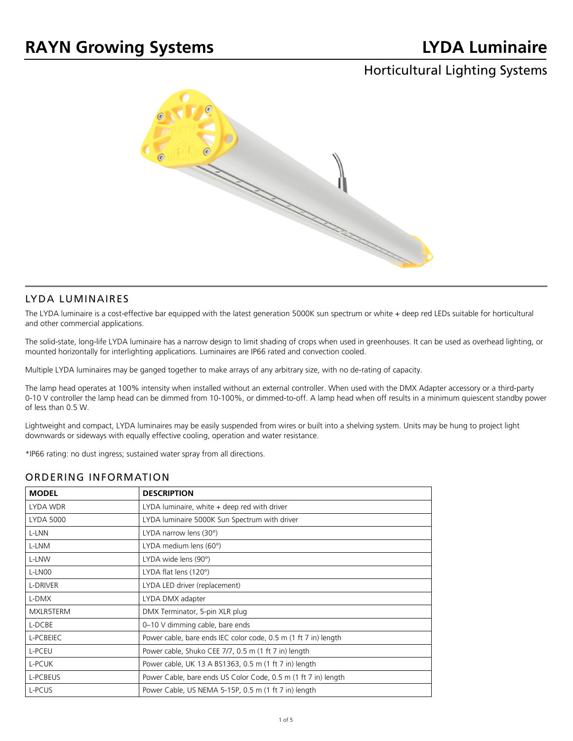# RAYN Growing Systems

# LYDA Luminaire

## Horticultural Lighting Systems

## LYDA LUMINAIRES

The LYDA luminaire is a cost-effective bar equipped with the latest generation 5000K sun spectrum or white + deep red LEDs suitable for horticultural and other commercial applications.

The solid-state, long-life LYDA luminaire has a narrow design to limit shading of crops when used in greenhouses. It can be used as overhead lighting, or mounted horizontally for interlighting applications. Luminaires are IP66 rated and convection cooled.

Multiple LYDA luminaires may be ganged together to make arrays of any arbitrary size, with no de-rating of capacity.

The lamp head operates at 100% intensity when installed without an external controller. When used with the DMX Adapter accessory or a third-party 0-10 V controller the lamp head can be dimmed from 10-100%, or dimmed-to-off. A lamp head when off results in a minimum quiescent standby power of less than 0.5 W.

Lightweight and compact, LYDA luminaires may be easily suspended from wires or built into a shelving system. Units may be hung to project light downwards or sideways with equally effective cooling, operation and water resistance.

*IP66 rating: no dust ingress; sustained water spray from all directions.

## ORDERING INFORMATION

| MODEL | DESCRIPTION |
|---|---|
| LYDA WDR | LYDA luminaire, white + deep red with driver |
| LYDA 5000 | LYDA luminaire 5000K Sun Spectrum with driver |
| L-LNN | LYDA narrow lens (30°) |
| L-LNM | LYDA medium lens (60°) |
| L-LNW | LYDA wide lens (90°) |
| L-LN00 | LYDA flat lens (120°) |
| L-DRIVER | LYDA LED driver (replacement) |
| L-DMX | LYDA DMX adapter |
| MXLR5TERM | DMX Terminator, 5-pin XLR plug |
| L-DCBE | 0–10 V dimming cable, bare ends |
| L-PCBEIEC | Power cable, bare ends IEC color code, 0.5 m (1 ft 7 in) length |
| L-PCEU | Power cable, Shuko CEE 7/7, 0.5 m (1 ft 7 in) length |
| L-PCUK | Power cable, UK 13 A BS1363, 0.5 m (1 ft 7 in) length |
| L-PCBEUS | Power Cable, bare ends US Color Code, 0.5 m (1 ft 7 in) length |
| L-PCUS | Power Cable, US NEMA 5-15P, 0.5 m (1 ft 7 in) length |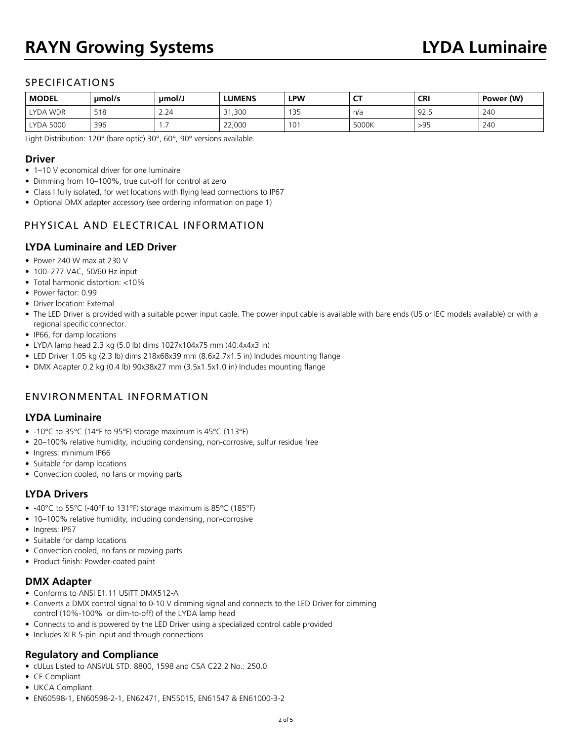## SPECIFICATIONS

| MODEL | μmol/s | μmol/J | LUMENS | LPW | CT | CRI | Power (W) |
|---|---|---|---|---|---|---|---|
| LYDA WDR | 518 | 2.24 | 31,300 | 135 | n/a | 92.5 | 240 |
| LYDA 5000 | 396 | 1.7 | 22,000 | 101 | 5000K | >95 | 240 |

Light Distribution: 120° (bare optic) 30°, 60°, 90° versions available.

### Driver

- 1–10 V economical driver for one luminaire
- Dimming from 10–100%, true cut-off for control at zero
- Class I fully isolated, for wet locations with flying lead connections to IP67
- Optional DMX adapter accessory (see ordering information on page 1)

## PHYSICAL AND ELECTRICAL INFORMATION

### LYDA Luminaire and LED Driver

- Power 240 W max at 230 V
- 100–277 VAC, 50/60 Hz input
- Total harmonic distortion: <10%
- Power factor: 0.99
- Driver location: External
- The LED Driver is provided with a suitable power input cable. The power input cable is available with bare ends (US or IEC models available) or with a regional specific connector.
- IP66, for damp locations
- LYDA lamp head 2.3 kg (5.0 lb) dims 1027x104x75 mm (40.4x4x3 in)
- LED Driver 1.05 kg (2.3 lb) dims 218x68x39 mm (8.6x2.7x1.5 in) Includes mounting flange
- DMX Adapter 0.2 kg (0.4 lb) 90x38x27 mm (3.5x1.5x1.0 in) Includes mounting flange

## ENVIRONMENTAL INFORMATION

### LYDA Luminaire

- -10°C to 35°C (14°F to 95°F) storage maximum is 45°C (113°F)
- 20–100% relative humidity, including condensing, non-corrosive, sulfur residue free
- Ingress: minimum IP66
- Suitable for damp locations
- Convection cooled, no fans or moving parts

### LYDA Drivers

- -40°C to 55°C (-40°F to 131°F) storage maximum is 85°C (185°F)
- 10–100% relative humidity, including condensing, non-corrosive
- Ingress: IP67
- Suitable for damp locations
- Convection cooled, no fans or moving parts
- Product finish: Powder-coated paint

### DMX Adapter

- Conforms to ANSI E1.11 USITT DMX512-A
- Converts a DMX control signal to 0-10 V dimming signal and connects to the LED Driver for dimming control (10%-100% or dim-to-off) of the LYDA lamp head
- Connects to and is powered by the LED Driver using a specialized control cable provided
- Includes XLR 5-pin input and through connections

### Regulatory and Compliance

- cULus Listed to ANSI/UL STD. 8800, 1598 and CSA C22.2 No.: 250.0
- CE Compliant
- UKCA Compliant
- EN60598-1, EN60598-2-1, EN62471, EN55015, EN61547 & EN61000-3-2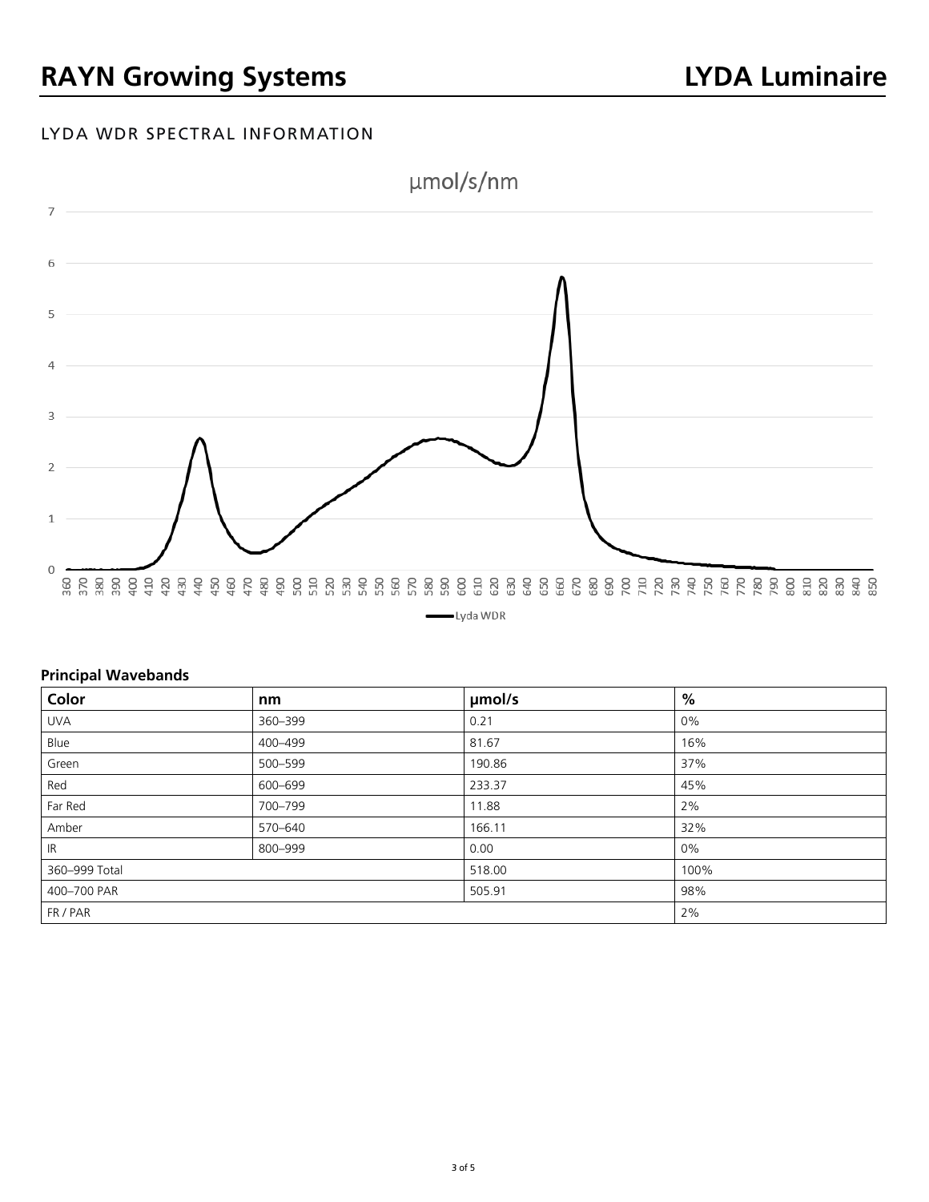## LYDA WDR SPECTRAL INFORMATION

µmol/s/nm

Lyda WDR

**Principal Wavebands**

| Color | nm | µmol/s | % |
|---|---|---|---|
| UVA | 360–399 | 0.21 | 0% |
| Blue | 400–499 | 81.67 | 16% |
| Green | 500–599 | 190.86 | 37% |
| Red | 600–699 | 233.37 | 45% |
| Far Red | 700–799 | 11.88 | 2% |
| Amber | 570–640 | 166.11 | 32% |
| IR | 800–999 | 0.00 | 0% |
| 360–999 Total | | 518.00 | 100% |
| 400–700 PAR | | 505.91 | 98% |
| FR / PAR | | | 2% |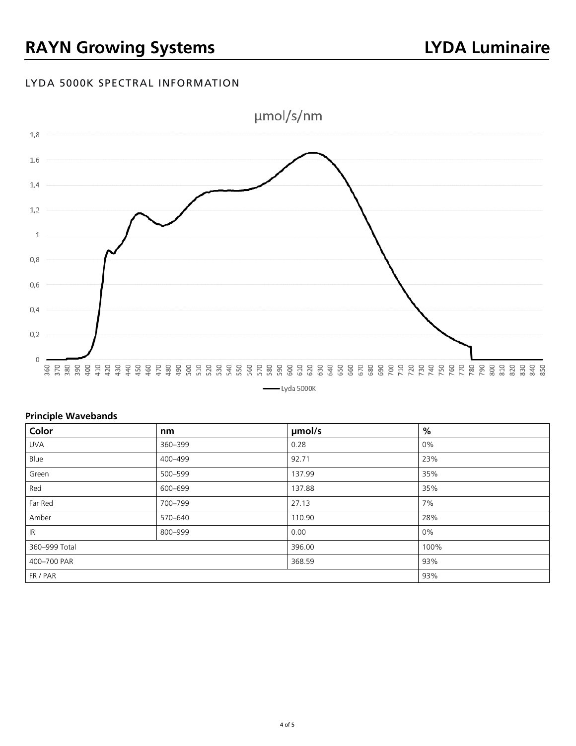## LYDA 5000K SPECTRAL INFORMATION

µmol/s/nm

Lyda 5000K

### Principle Wavebands

| Color | nm | µmol/s | % |
|---|---|---|---|
| UVA | 360–399 | 0.28 | 0% |
| Blue | 400–499 | 92.71 | 23% |
| Green | 500–599 | 137.99 | 35% |
| Red | 600–699 | 137.88 | 35% |
| Far Red | 700–799 | 27.13 | 7% |
| Amber | 570–640 | 110.90 | 28% |
| IR | 800–999 | 0.00 | 0% |
| 360–999 Total | | 396.00 | 100% |
| 400–700 PAR | | 368.59 | 93% |
| FR / PAR | | | 93% |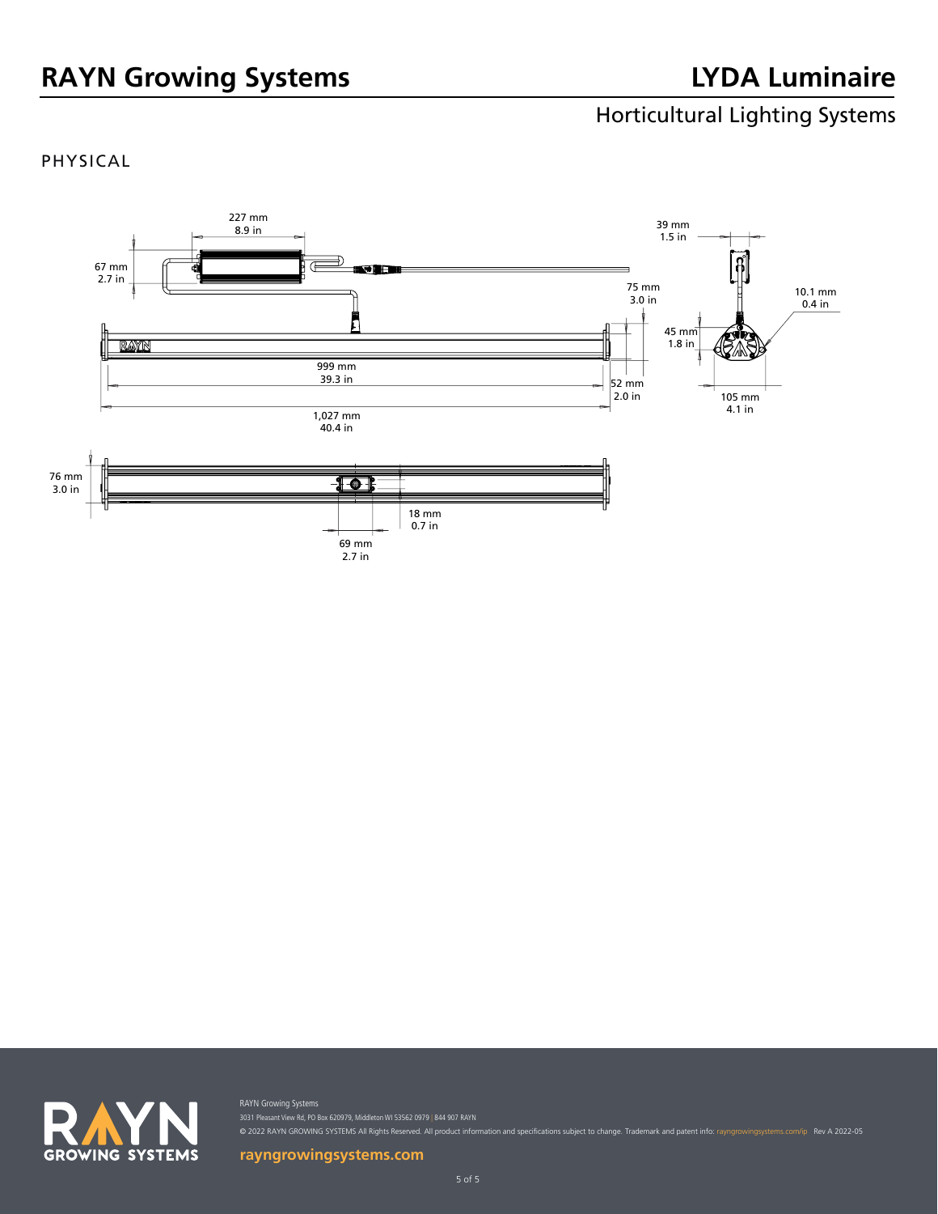## PHYSICAL

227 mm
8.9 in

39 mm
1.5 in

67 mm
2.7 in

75 mm
3.0 in

10.1 mm
0.4 in

45 mm
1.8 in

999 mm
39.3 in

52 mm
2.0 in

105 mm
4.1 in

1,027 mm
40.4 in

76 mm
3.0 in

18 mm
0.7 in

69 mm
2.7 in

RAYN Growing Systems
3031 Pleasant View Rd, PO Box 620979, Middleton WI 53562 0979 | 844 907 RAYN
© 2022 RAYN GROWING SYSTEMS All Rights Reserved. All product information and specifications subject to change. Trademark and patent info: rayngrowingsystems.com/ip Rev A 2022-05

**rayngrowingsystems.com**